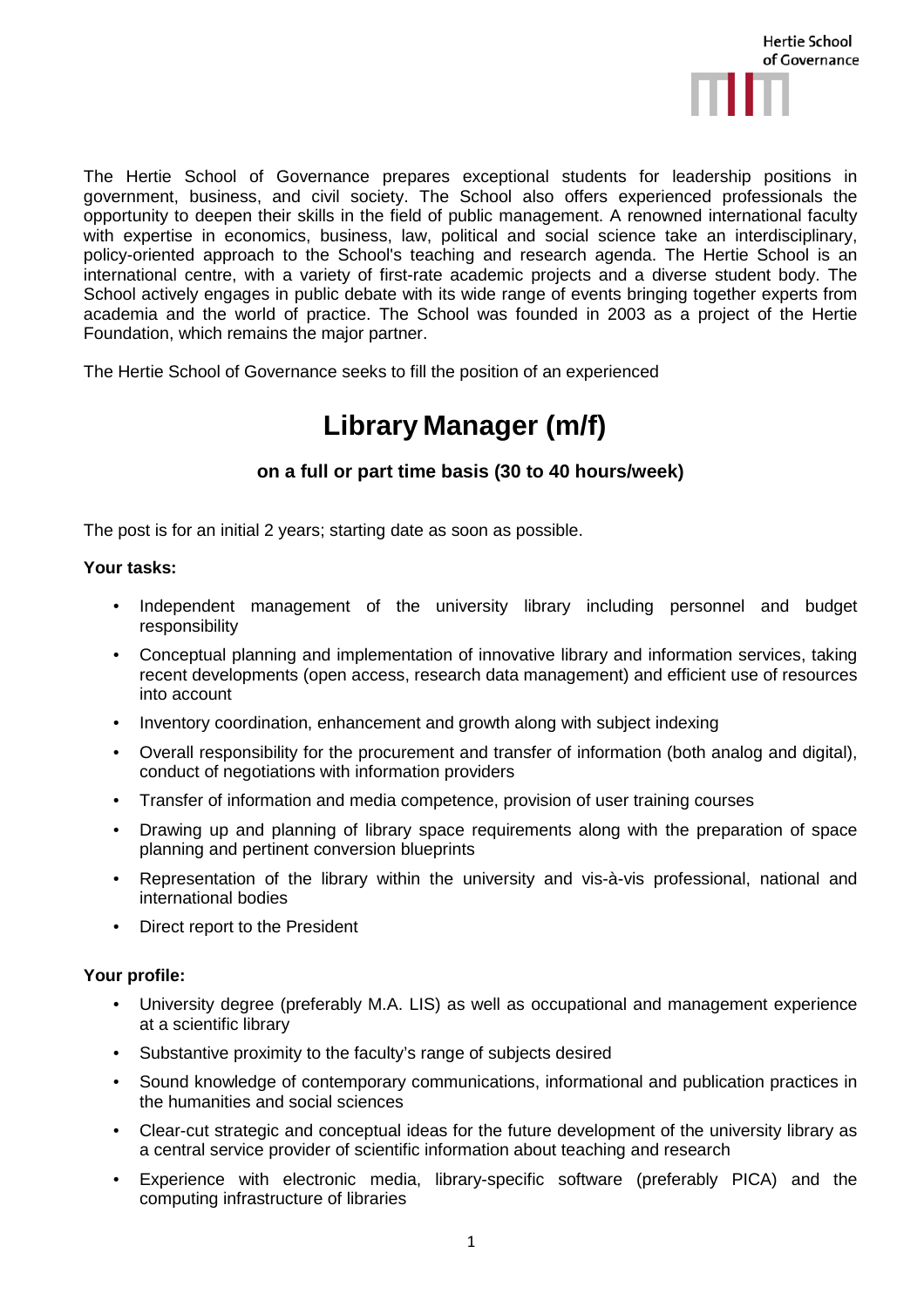Hertie School of Governance

The Hertie School of Governance prepares exceptional students for leadership positions in government, business, and civil society. The School also offers experienced professionals the opportunity to deepen their skills in the field of public management. A renowned international faculty with expertise in economics, business, law, political and social science take an interdisciplinary, policy-oriented approach to the School's teaching and research agenda. The Hertie School is an international centre, with a variety of first-rate academic projects and a diverse student body. The School actively engages in public debate with its wide range of events bringing together experts from academia and the world of practice. The School was founded in 2003 as a project of the Hertie Foundation, which remains the major partner.

The Hertie School of Governance seeks to fill the position of an experienced

# Library Manager (m/f)

### on a full or part time basis (30 to 40 hours/week)

The post is for an initial 2 years; starting date as soon as possible.

**Your tasks:**

- Independent management of the university library including personnel and budget responsibility
- Conceptual planning and implementation of innovative library and information services, taking recent developments (open access, research data management) and efficient use of resources into account
- Inventory coordination, enhancement and growth along with subject indexing
- Overall responsibility for the procurement and transfer of information (both analog and digital), conduct of negotiations with information providers
- Transfer of information and media competence, provision of user training courses
- Drawing up and planning of library space requirements along with the preparation of space planning and pertinent conversion blueprints
- Representation of the library within the university and vis-à-vis professional, national and international bodies
- Direct report to the President

**Your profile:**

- University degree (preferably M.A. LIS) as well as occupational and management experience at a scientific library
- Substantive proximity to the faculty's range of subjects desired
- Sound knowledge of contemporary communications, informational and publication practices in the humanities and social sciences
- Clear-cut strategic and conceptual ideas for the future development of the university library as a central service provider of scientific information about teaching and research
- Experience with electronic media, library-specific software (preferably PICA) and the computing infrastructure of libraries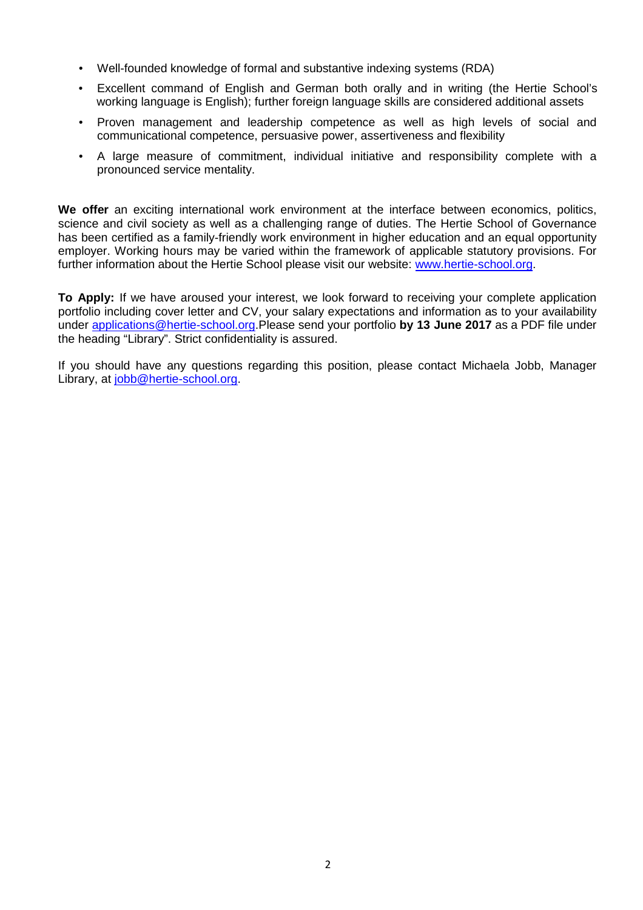- Well-founded knowledge of formal and substantive indexing systems (RDA)
- Excellent command of English and German both orally and in writing (the Hertie School's working language is English); further foreign language skills are considered additional assets
- Proven management and leadership competence as well as high levels of social and communicational competence, persuasive power, assertiveness and flexibility
- A large measure of commitment, individual initiative and responsibility complete with a pronounced service mentality.

**We offer** an exciting international work environment at the interface between economics, politics, science and civil society as well as a challenging range of duties. The Hertie School of Governance has been certified as a family-friendly work environment in higher education and an equal opportunity employer. Working hours may be varied within the framework of applicable statutory provisions. For further information about the Hertie School please visit our website: [www.hertie-school.org](http://www.hertie-school.org).

**To Apply:** If we have aroused your interest, we look forward to receiving your complete application portfolio including cover letter and CV, your salary expectations and information as to your availability under [applications@hertie-school.org](mailto:applications@hertie-school.org).Please send your portfolio **by 13 June 2017** as a PDF file under the heading "Library". Strict confidentiality is assured.

If you should have any questions regarding this position, please contact Michaela Jobb, Manager Library, at [jobb@hertie-school.org](mailto:jobb@hertie-school.org).